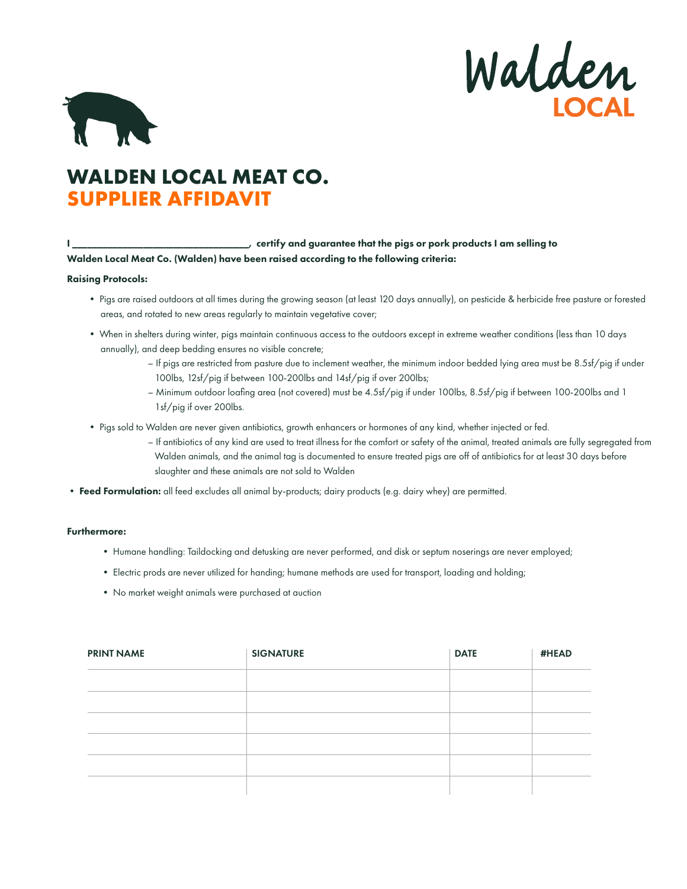Walden LOCAL

# WALDEN LOCAL MEAT CO.
# SUPPLIER AFFIDAVIT

**I \_\_\_\_\_\_\_\_\_\_\_\_\_\_\_\_\_\_\_\_\_\_\_\_\_\_\_\_\_\_\_\_\_\_, certify and guarantee that the pigs or pork products I am selling to Walden Local Meat Co. (Walden) have been raised according to the following criteria:**

**Raising Protocols:**

- Pigs are raised outdoors at all times during the growing season (at least 120 days annually), on pesticide & herbicide free pasture or forested areas, and rotated to new areas regularly to maintain vegetative cover;
- When in shelters during winter, pigs maintain continuous access to the outdoors except in extreme weather conditions (less than 10 days annually), and deep bedding ensures no visible concrete;
  - If pigs are restricted from pasture due to inclement weather, the minimum indoor bedded lying area must be 8.5sf/pig if under 100lbs, 12sf/pig if between 100-200lbs and 14sf/pig if over 200lbs;
  - Minimum outdoor loafing area (not covered) must be 4.5sf/pig if under 100lbs, 8.5sf/pig if between 100-200lbs and 1 1sf/pig if over 200lbs.
- Pigs sold to Walden are never given antibiotics, growth enhancers or hormones of any kind, whether injected or fed.
  - If antibiotics of any kind are used to treat illness for the comfort or safety of the animal, treated animals are fully segregated from Walden animals, and the animal tag is documented to ensure treated pigs are off of antibiotics for at least 30 days before slaughter and these animals are not sold to Walden
- **Feed Formulation:** all feed excludes all animal by-products; dairy products (e.g. dairy whey) are permitted.

**Furthermore:**

- Humane handling: Taildocking and detusking are never performed, and disk or septum noserings are never employed;
- Electric prods are never utilized for handing; humane methods are used for transport, loading and holding;
- No market weight animals were purchased at auction

| PRINT NAME | SIGNATURE | DATE | #HEAD |
|---|---|---|---|
| | | | |
| | | | |
| | | | |
| | | | |
| | | | |
| | | | |